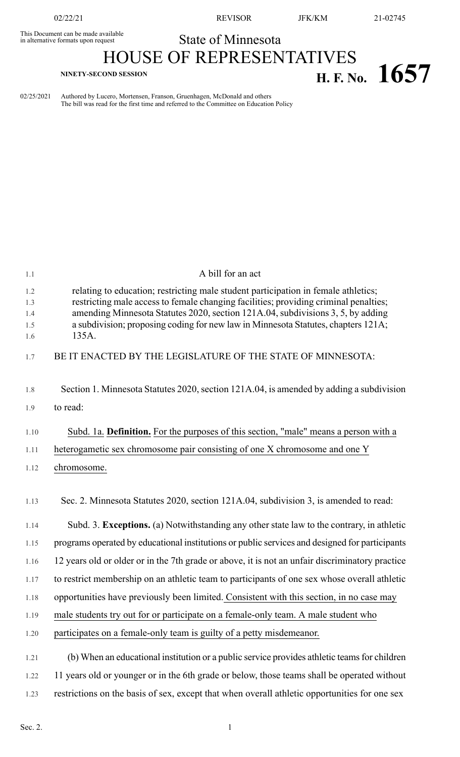This Document can be made available in alternative formats upon request

State of Minnesota

# HOUSE OF REPRESENTATIVES

**NINETY-SECOND SESSION**

# H. F. No. 1657

02/25/2021 Authored by Lucero, Mortensen, Franson, Gruenhagen, McDonald and others
The bill was read for the first time and referred to the Committee on Education Policy

A bill for an act

relating to education; restricting male student participation in female athletics; restricting male access to female changing facilities; providing criminal penalties; amending Minnesota Statutes 2020, section 121A.04, subdivisions 3, 5, by adding a subdivision; proposing coding for new law in Minnesota Statutes, chapters 121A; 135A.

BE IT ENACTED BY THE LEGISLATURE OF THE STATE OF MINNESOTA:

Section 1. Minnesota Statutes 2020, section 121A.04, is amended by adding a subdivision to read:

Subd. 1a. **Definition.** For the purposes of this section, "male" means a person with a heterogametic sex chromosome pair consisting of one X chromosome and one Y chromosome.

Sec. 2. Minnesota Statutes 2020, section 121A.04, subdivision 3, is amended to read:

Subd. 3. **Exceptions.** (a) Notwithstanding any other state law to the contrary, in athletic programs operated by educational institutions or public services and designed for participants 12 years old or older or in the 7th grade or above, it is not an unfair discriminatory practice to restrict membership on an athletic team to participants of one sex whose overall athletic opportunities have previously been limited. Consistent with this section, in no case may male students try out for or participate on a female-only team. A male student who participates on a female-only team is guilty of a petty misdemeanor.

(b) When an educational institution or a public service provides athletic teams for children 11 years old or younger or in the 6th grade or below, those teams shall be operated without restrictions on the basis of sex, except that when overall athletic opportunities for one sex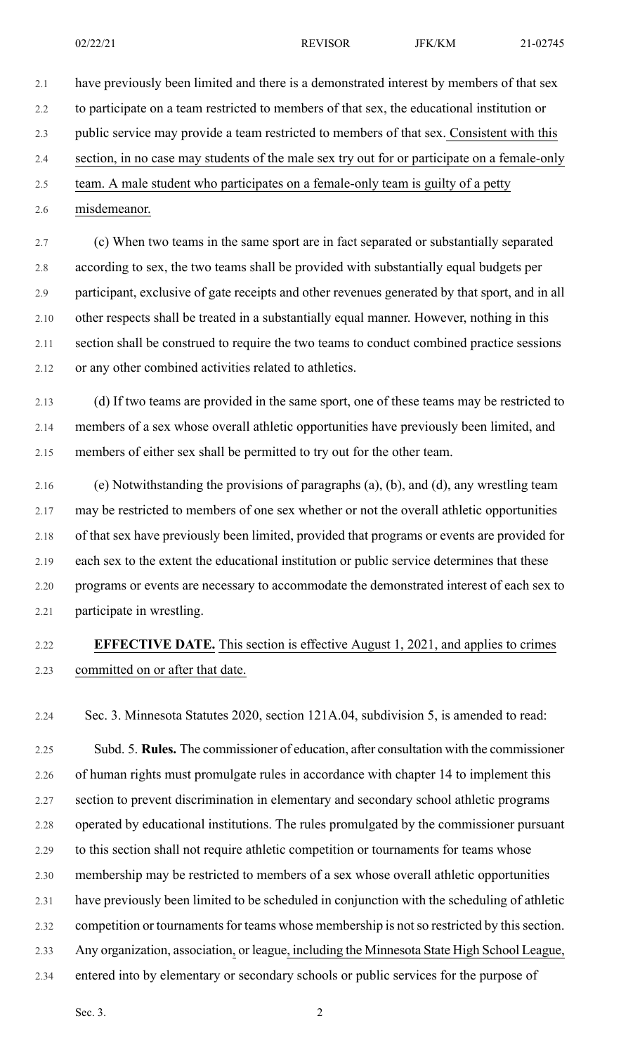have previously been limited and there is a demonstrated interest by members of that sex to participate on a team restricted to members of that sex, the educational institution or public service may provide a team restricted to members of that sex. Consistent with this section, in no case may students of the male sex try out for or participate on a female-only team. A male student who participates on a female-only team is guilty of a petty misdemeanor.

(c) When two teams in the same sport are in fact separated or substantially separated according to sex, the two teams shall be provided with substantially equal budgets per participant, exclusive of gate receipts and other revenues generated by that sport, and in all other respects shall be treated in a substantially equal manner. However, nothing in this section shall be construed to require the two teams to conduct combined practice sessions or any other combined activities related to athletics.

(d) If two teams are provided in the same sport, one of these teams may be restricted to members of a sex whose overall athletic opportunities have previously been limited, and members of either sex shall be permitted to try out for the other team.

(e) Notwithstanding the provisions of paragraphs (a), (b), and (d), any wrestling team may be restricted to members of one sex whether or not the overall athletic opportunities of that sex have previously been limited, provided that programs or events are provided for each sex to the extent the educational institution or public service determines that these programs or events are necessary to accommodate the demonstrated interest of each sex to participate in wrestling.

**EFFECTIVE DATE.** This section is effective August 1, 2021, and applies to crimes committed on or after that date.

Sec. 3. Minnesota Statutes 2020, section 121A.04, subdivision 5, is amended to read:

Subd. 5. **Rules.** The commissioner of education, after consultation with the commissioner of human rights must promulgate rules in accordance with chapter 14 to implement this section to prevent discrimination in elementary and secondary school athletic programs operated by educational institutions. The rules promulgated by the commissioner pursuant to this section shall not require athletic competition or tournaments for teams whose membership may be restricted to members of a sex whose overall athletic opportunities have previously been limited to be scheduled in conjunction with the scheduling of athletic competition or tournaments for teams whose membership is not so restricted by this section. Any organization, association, or league, including the Minnesota State High School League, entered into by elementary or secondary schools or public services for the purpose of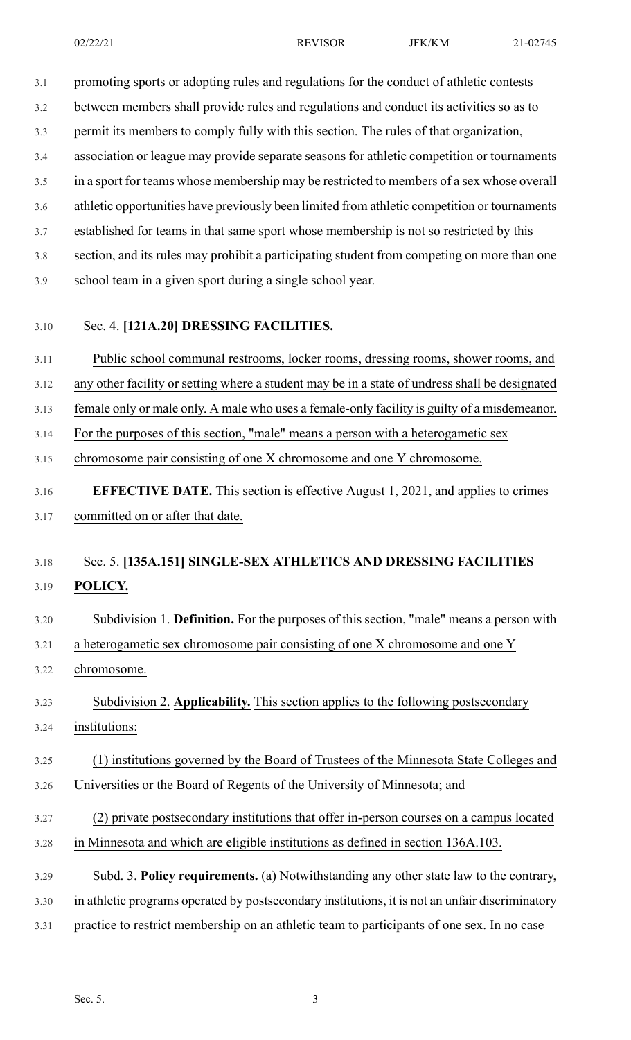promoting sports or adopting rules and regulations for the conduct of athletic contests between members shall provide rules and regulations and conduct its activities so as to permit its members to comply fully with this section. The rules of that organization, association or league may provide separate seasons for athletic competition or tournaments in a sport for teams whose membership may be restricted to members of a sex whose overall athletic opportunities have previously been limited from athletic competition or tournaments established for teams in that same sport whose membership is not so restricted by this section, and its rules may prohibit a participating student from competing on more than one school team in a given sport during a single school year.

Sec. 4. **[121A.20] DRESSING FACILITIES.**

Public school communal restrooms, locker rooms, dressing rooms, shower rooms, and any other facility or setting where a student may be in a state of undress shall be designated female only or male only. A male who uses a female-only facility is guilty of a misdemeanor. For the purposes of this section, "male" means a person with a heterogametic sex chromosome pair consisting of one X chromosome and one Y chromosome.

**EFFECTIVE DATE.** This section is effective August 1, 2021, and applies to crimes committed on or after that date.

Sec. 5. **[135A.151] SINGLE-SEX ATHLETICS AND DRESSING FACILITIES POLICY.**

Subdivision 1. **Definition.** For the purposes of this section, "male" means a person with a heterogametic sex chromosome pair consisting of one X chromosome and one Y chromosome.

Subdivision 2. **Applicability.** This section applies to the following postsecondary institutions:

(1) institutions governed by the Board of Trustees of the Minnesota State Colleges and Universities or the Board of Regents of the University of Minnesota; and

(2) private postsecondary institutions that offer in-person courses on a campus located in Minnesota and which are eligible institutions as defined in section 136A.103.

Subd. 3. **Policy requirements.** (a) Notwithstanding any other state law to the contrary, in athletic programs operated by postsecondary institutions, it is not an unfair discriminatory practice to restrict membership on an athletic team to participants of one sex. In no case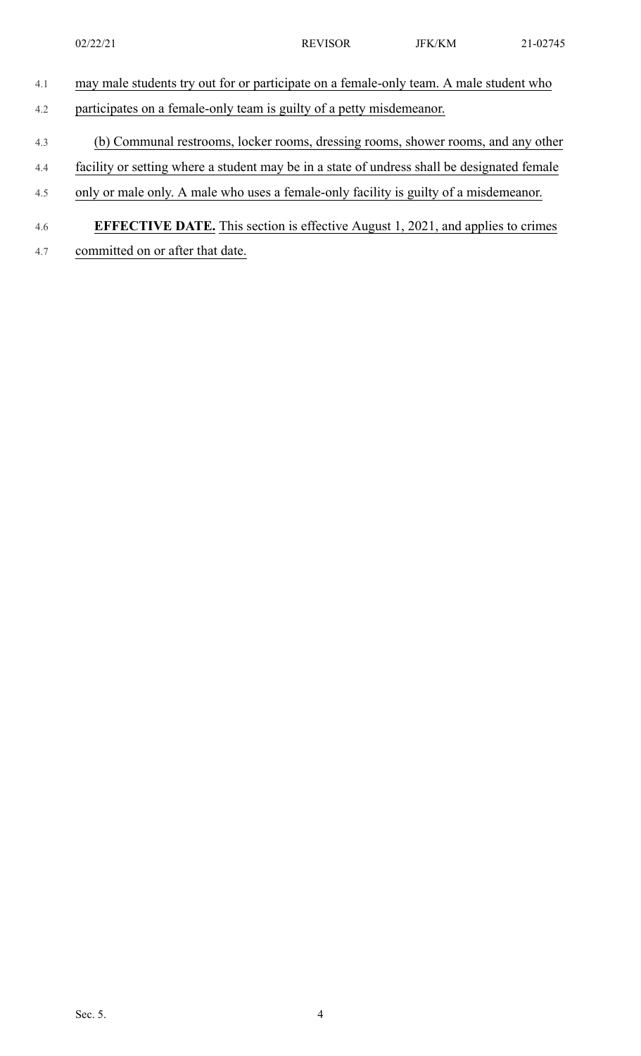4.1 may male students try out for or participate on a female-only team. A male student who
4.2 participates on a female-only team is guilty of a petty misdemeanor.

4.3 (b) Communal restrooms, locker rooms, dressing rooms, shower rooms, and any other
4.4 facility or setting where a student may be in a state of undress shall be designated female
4.5 only or male only. A male who uses a female-only facility is guilty of a misdemeanor.

4.6 **EFFECTIVE DATE.** This section is effective August 1, 2021, and applies to crimes
4.7 committed on or after that date.